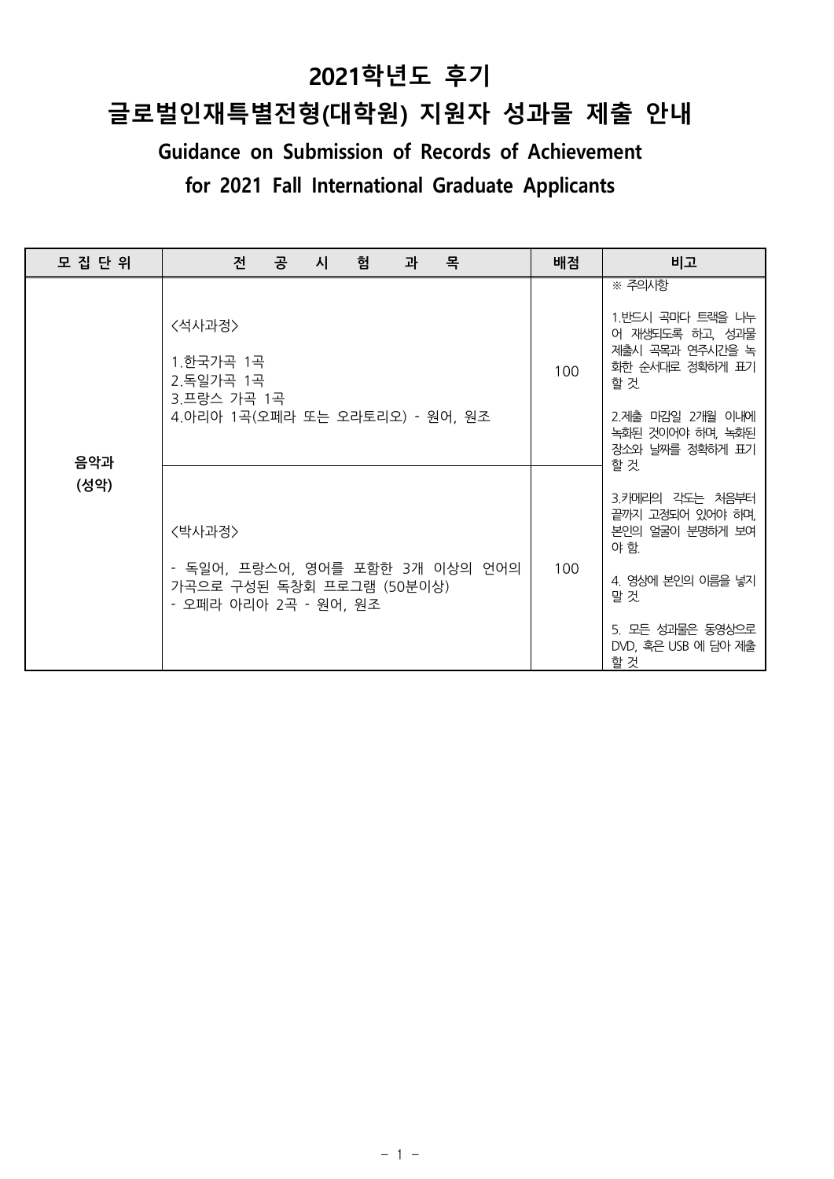# 2021학년도 후기

# 글로벌인재특별전형(대학원) 지원자 성과물 제출 안내

## Guidance on Submission of Records of Achievement for 2021 Fall International Graduate Applicants

| 모 집 단 위 | 전 공 시 험 과 목 | 배점 | 비고 |
|---|---|---|---|
| 음악과 (성악) | <석사과정><br><br>1.한국가곡 1곡<br>2.독일가곡 1곡<br>3.프랑스 가곡 1곡<br>4.아리아 1곡(오페라 또는 오라토리오) - 원어, 원조 | 100 | ※ 주의사항<br><br>1.반드시 곡마다 트랙을 나누어 재생되도록 하고, 성과물 제출시 곡목과 연주시간을 녹화한 순서대로 정확하게 표기할 것<br><br>2.제출 마감일 2개월 이내에 녹화된 것이어야 하며, 녹화된 장소와 날짜를 정확하게 표기할 것<br><br>3.카메라의 각도는 처음부터 끝까지 고정되어 있어야 하며, 본인의 얼굴이 분명하게 보여야 함.<br><br>4. 영상에 본인의 이름을 넣지 말 것<br><br>5. 모든 성과물은 동영상으로 DVD, 혹은 USB 에 담아 제출할 것 |
| | <박사과정><br><br>- 독일어, 프랑스어, 영어를 포함한 3개 이상의 언어의 가곡으로 구성된 독창회 프로그램 (50분이상)<br>- 오페라 아리아 2곡 - 원어, 원조 | 100 | |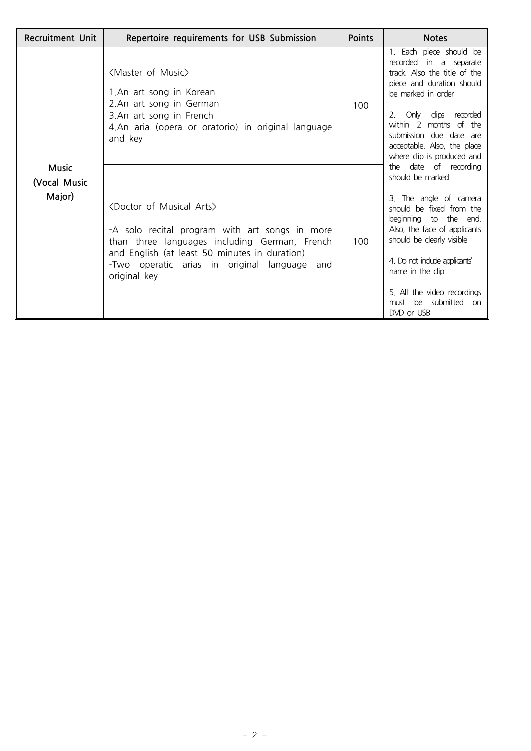| Recruitment Unit | Repertoire requirements for USB Submission | Points | Notes |
|---|---|---|---|
| Music (Vocal Music Major) | <Master of Music><br>1.An art song in Korean<br>2.An art song in German<br>3.An art song in French<br>4.An aria (opera or oratorio) in original language and key | 100 | 1. Each piece should be recorded in a separate track. Also the title of the piece and duration should be marked in order<br><br>2. Only clips recorded within 2 months of the submission due date are acceptable. Also, the place where clip is produced and the date of recording should be marked<br><br>3. The angle of camera should be fixed from the beginning to the end. Also, the face of applicants should be clearly visible<br><br>4. Do not include applicants' name in the clip<br><br>5. All the video recordings must be submitted on DVD or USB |
| | <Doctor of Musical Arts><br>-A solo recital program with art songs in more than three languages including German, French and English (at least 50 minutes in duration)<br>-Two operatic arias in original language and original key | 100 | |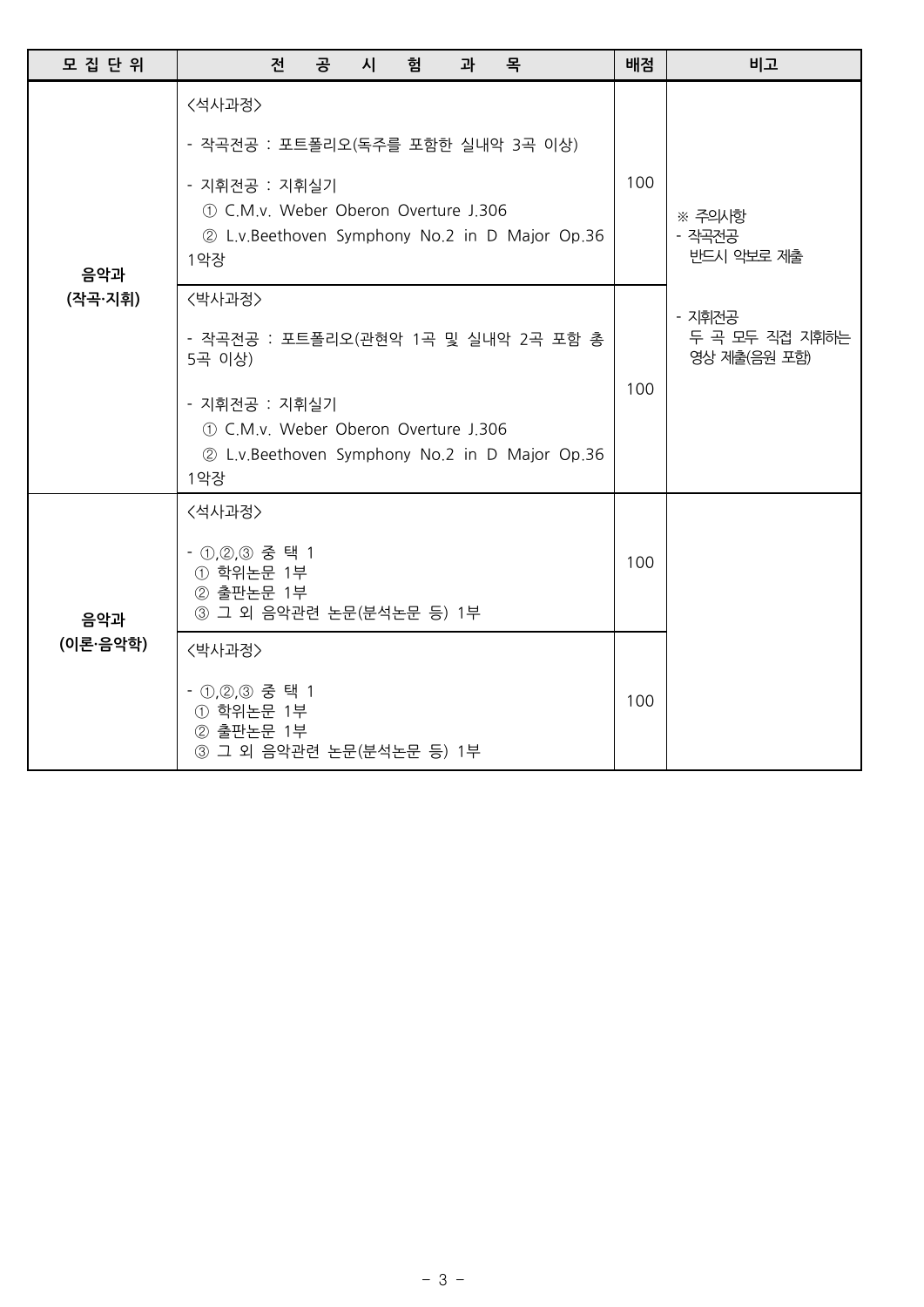| 모 집 단 위 | 전 공 시 험 과 목 | 배점 | 비고 |
| --- | --- | --- | --- |
| 음악과<br>(작곡·지휘) | <석사과정><br><br>- 작곡전공 : 포트폴리오(독주를 포함한 실내악 3곡 이상)<br><br>- 지휘전공 : 지휘실기<br>① C.M.v. Weber Oberon Overture J.306<br>② L.v.Beethoven Symphony No.2 in D Major Op.36 1악장 | 100 | ※ 주의사항<br>- 작곡전공<br>반드시 악보로 제출<br><br>- 지휘전공<br>두 곡 모두 직접 지휘하는 영상 제출(음원 포함) |
| | <박사과정><br><br>- 작곡전공 : 포트폴리오(관현악 1곡 및 실내악 2곡 포함 총 5곡 이상)<br><br>- 지휘전공 : 지휘실기<br>① C.M.v. Weber Oberon Overture J.306<br>② L.v.Beethoven Symphony No.2 in D Major Op.36 1악장 | 100 | |
| 음악과<br>(이론·음악학) | <석사과정><br><br>- ①,②,③ 중 택 1<br>① 학위논문 1부<br>② 출판논문 1부<br>③ 그 외 음악관련 논문(분석논문 등) 1부 | 100 | |
| | <박사과정><br><br>- ①,②,③ 중 택 1<br>① 학위논문 1부<br>② 출판논문 1부<br>③ 그 외 음악관련 논문(분석논문 등) 1부 | 100 | |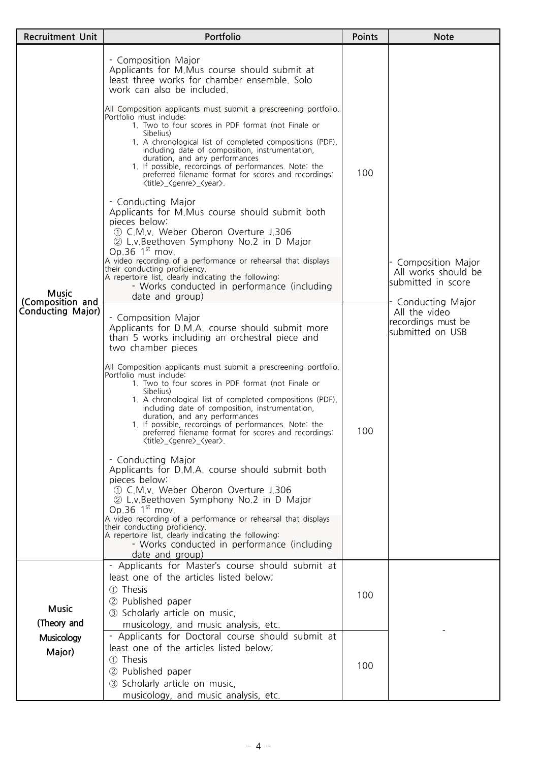| Recruitment Unit | Portfolio | Points | Note |
|---|---|---|---|
| Music (Composition and Conducting Major) | - Composition Major<br>Applicants for M.Mus course should submit at least three works for chamber ensemble. Solo work can also be included.<br><br>All Composition applicants must submit a prescreening portfolio. Portfolio must include:<br>1. Two to four scores in PDF format (not Finale or Sibelius)<br>1. A chronological list of completed compositions (PDF), including date of composition, instrumentation, duration, and any performances<br>1. If possible, recordings of performances. Note: the preferred filename format for scores and recordings: <title>_<genre>_<year>.<br><br>- Conducting Major<br>Applicants for M.Mus course should submit both pieces below:<br>① C.M.v. Weber Oberon Overture J.306<br>② L.v.Beethoven Symphony No.2 in D Major Op.36 1st mov.<br>A video recording of a performance or rehearsal that displays their conducting proficiency.<br>A repertoire list, clearly indicating the following:<br>- Works conducted in performance (including date and group) | 100 | - Composition Major<br>All works should be submitted in score<br><br>- Conducting Major<br>All the video recordings must be submitted on USB |
| | - Composition Major<br>Applicants for D.M.A. course should submit more than 5 works including an orchestral piece and two chamber pieces<br><br>All Composition applicants must submit a prescreening portfolio. Portfolio must include:<br>1. Two to four scores in PDF format (not Finale or Sibelius)<br>1. A chronological list of completed compositions (PDF), including date of composition, instrumentation, duration, and any performances<br>1. If possible, recordings of performances. Note: the preferred filename format for scores and recordings: <title>_<genre>_<year>.<br><br>- Conducting Major<br>Applicants for D.M.A. course should submit both pieces below:<br>① C.M.v. Weber Oberon Overture J.306<br>② L.v.Beethoven Symphony No.2 in D Major Op.36 1st mov.<br>A video recording of a performance or rehearsal that displays their conducting proficiency.<br>A repertoire list, clearly indicating the following:<br>- Works conducted in performance (including date and group) | 100 | |
| Music (Theory and Musicology Major) | - Applicants for Master's course should submit at least one of the articles listed below;<br>① Thesis<br>② Published paper<br>③ Scholarly article on music, musicology, and music analysis, etc. | 100 | - |
| | - Applicants for Doctoral course should submit at least one of the articles listed below;<br>① Thesis<br>② Published paper<br>③ Scholarly article on music, musicology, and music analysis, etc. | 100 | |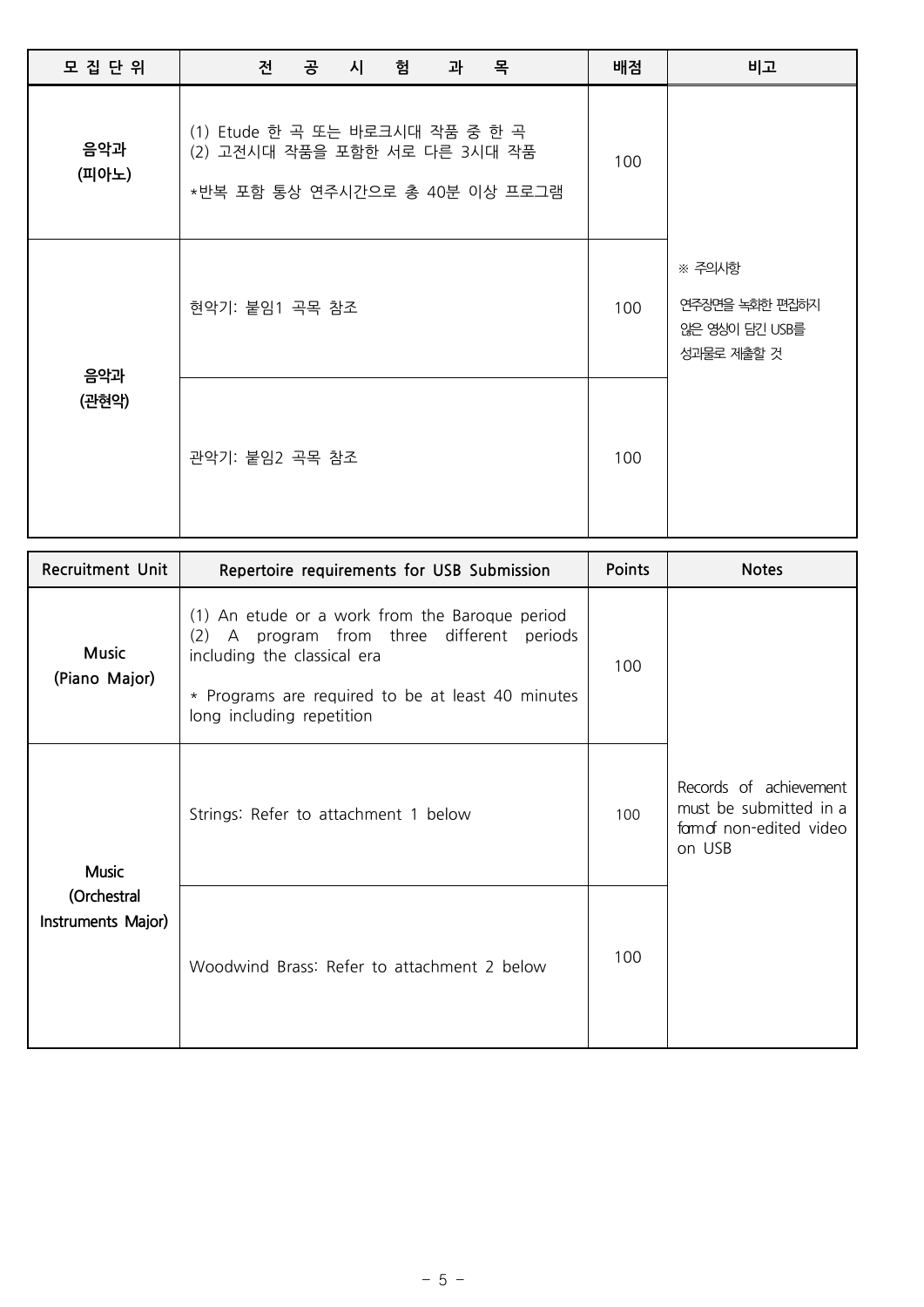| 모 집 단 위 | 전 공 시 험 과 목 | 배점 | 비고 |
|---|---|---|---|
| 음악과 (피아노) | (1) Etude 한 곡 또는 바로크시대 작품 중 한 곡<br>(2) 고전시대 작품을 포함한 서로 다른 3시대 작품<br><br>*반복 포함 통상 연주시간으로 총 40분 이상 프로그램 | 100 | ※ 주의사항<br><br>연주장면을 녹화한 편집하지 않은 영상이 담긴 USB를 성과물로 제출할 것 |
| 음악과 (관현악) | 현악기: 붙임1 곡목 참조 | 100 | |
| | 관악기: 붙임2 곡목 참조 | 100 | |

| Recruitment Unit | Repertoire requirements for USB Submission | Points | Notes |
|---|---|---|---|
| Music (Piano Major) | (1) An etude or a work from the Baroque period<br>(2) A program from three different periods including the classical era<br><br>* Programs are required to be at least 40 minutes long including repetition | 100 | Records of achievement must be submitted in a form of non-edited video on USB |
| Music (Orchestral Instruments Major) | Strings: Refer to attachment 1 below | 100 | |
| | Woodwind Brass: Refer to attachment 2 below | 100 | |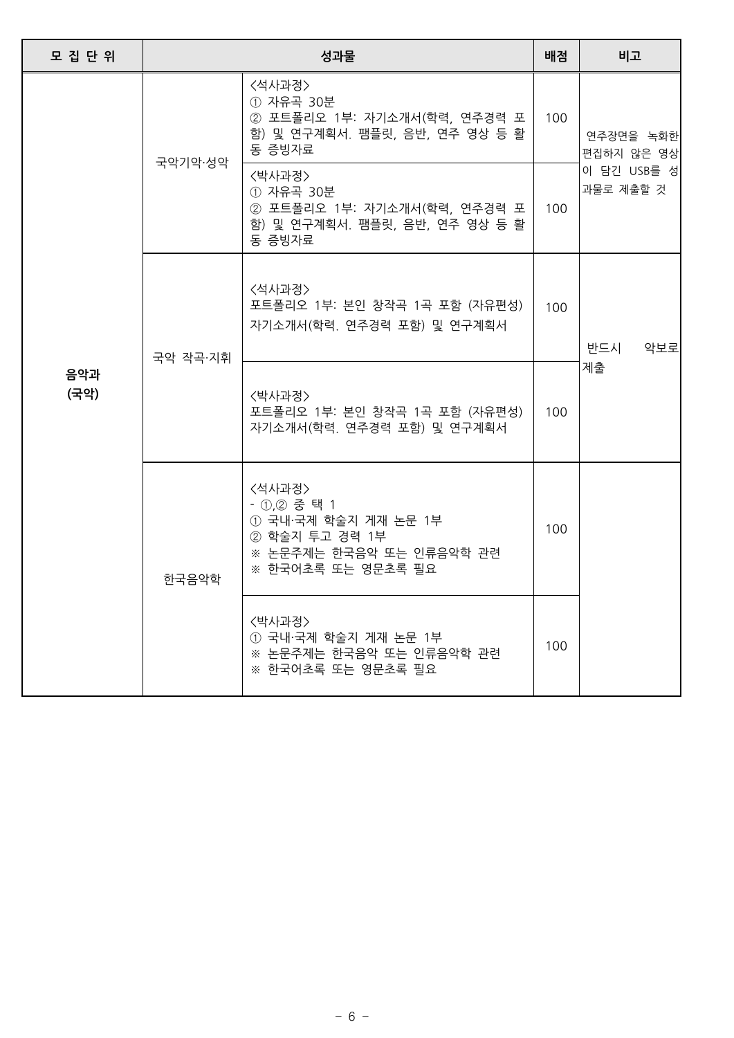| 모 집 단 위 | 성과물 | | 배점 | 비고 |
|---|---|---|---|---|
| 음악과 (국악) | 국악기악·성악 | <석사과정><br>① 자유곡 30분<br>② 포트폴리오 1부: 자기소개서(학력, 연주경력 포함) 및 연구계획서. 팸플릿, 음반, 연주 영상 등 활동 증빙자료 | 100 | 연주장면을 녹화한 편집하지 않은 영상이 담긴 USB를 성과물로 제출할 것 |
| | | <박사과정><br>① 자유곡 30분<br>② 포트폴리오 1부: 자기소개서(학력, 연주경력 포함) 및 연구계획서. 팸플릿, 음반, 연주 영상 등 활동 증빙자료 | 100 | |
| | 국악 작곡·지휘 | <석사과정><br>포트폴리오 1부: 본인 창작곡 1곡 포함 (자유편성) 자기소개서(학력. 연주경력 포함) 및 연구계획서 | 100 | 반드시 악보로 제출 |
| | | <박사과정><br>포트폴리오 1부: 본인 창작곡 1곡 포함 (자유편성) 자기소개서(학력. 연주경력 포함) 및 연구계획서 | 100 | |
| | 한국음악학 | <석사과정><br>- ①,② 중 택 1<br>① 국내·국제 학술지 게재 논문 1부<br>② 학술지 투고 경력 1부<br>※ 논문주제는 한국음악 또는 인류음악학 관련<br>※ 한국어초록 또는 영문초록 필요 | 100 | |
| | | <박사과정><br>① 국내·국제 학술지 게재 논문 1부<br>※ 논문주제는 한국음악 또는 인류음악학 관련<br>※ 한국어초록 또는 영문초록 필요 | 100 | |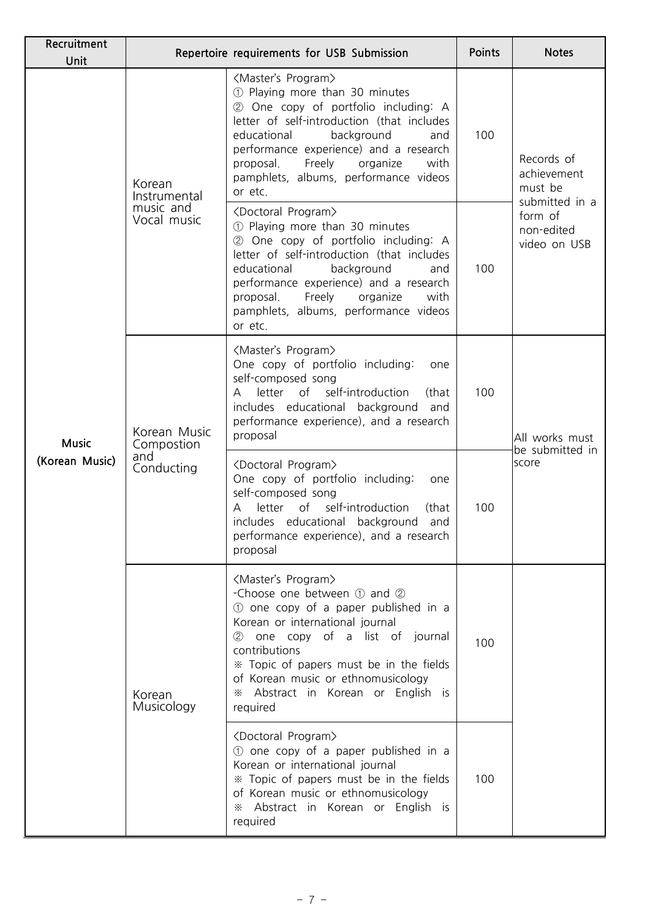| Recruitment Unit | Repertoire requirements for USB Submission | | Points | Notes |
|---|---|---|---|---|
| Music (Korean Music) | Korean Instrumental music and Vocal music | <Master's Program><br>① Playing more than 30 minutes<br>② One copy of portfolio including: A letter of self-introduction (that includes educational background and performance experience) and a research proposal. Freely organize with pamphlets, albums, performance videos or etc. | 100 | Records of achievement must be submitted in a form of non-edited video on USB |
| | | <Doctoral Program><br>① Playing more than 30 minutes<br>② One copy of portfolio including: A letter of self-introduction (that includes educational background and performance experience) and a research proposal. Freely organize with pamphlets, albums, performance videos or etc. | 100 | |
| | Korean Music Compostion and Conducting | <Master's Program><br>One copy of portfolio including: one self-composed song<br>A letter of self-introduction (that includes educational background and performance experience), and a research proposal | 100 | All works must be submitted in score |
| | | <Doctoral Program><br>One copy of portfolio including: one self-composed song<br>A letter of self-introduction (that includes educational background and performance experience), and a research proposal | 100 | |
| | Korean Musicology | <Master's Program><br>-Choose one between ① and ②<br>① one copy of a paper published in a Korean or international journal<br>② one copy of a list of journal contributions<br>※ Topic of papers must be in the fields of Korean music or ethnomusicology<br>※ Abstract in Korean or English is required | 100 | |
| | | <Doctoral Program><br>① one copy of a paper published in a Korean or international journal<br>※ Topic of papers must be in the fields of Korean music or ethnomusicology<br>※ Abstract in Korean or English is required | 100 | |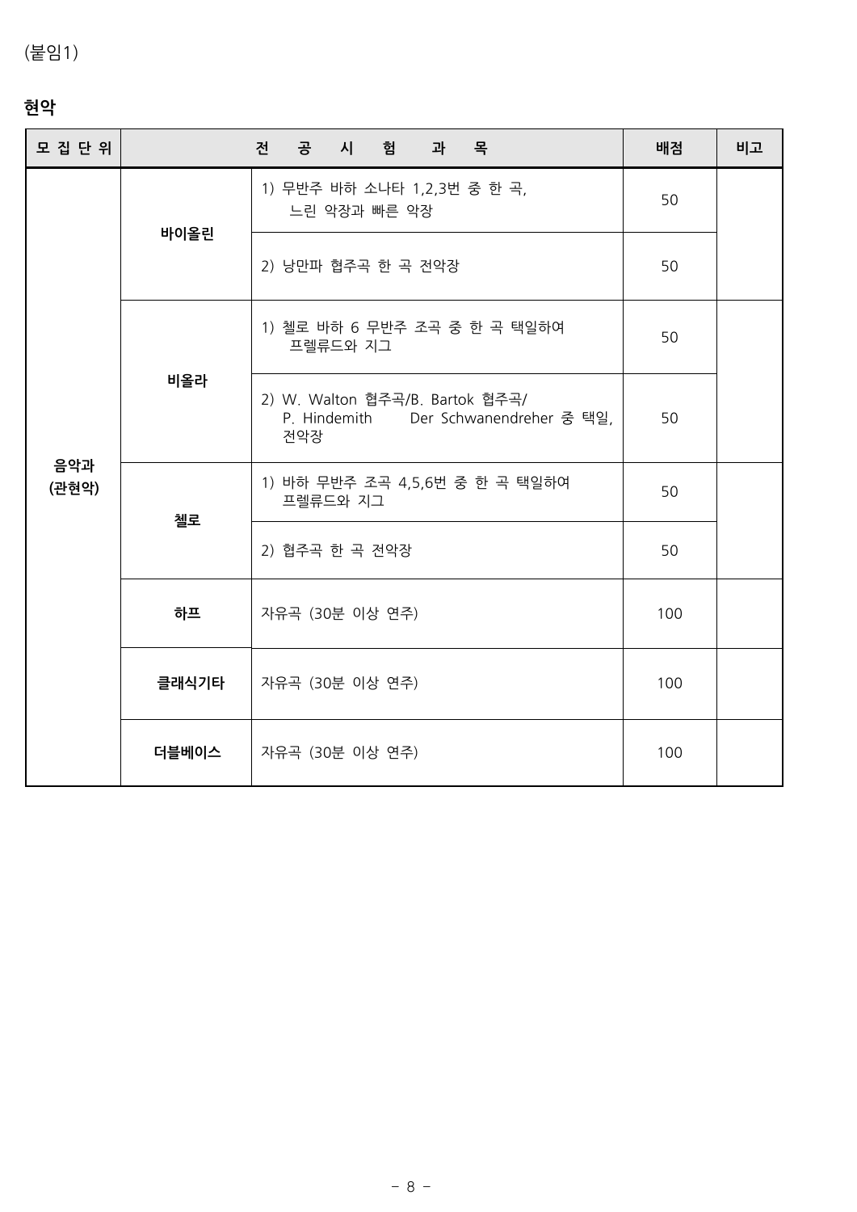(붙임1)

**현악**

| 모 집 단 위 | 전 공 시 험 과 목 | | 배점 | 비고 |
|---|---|---|---|---|
| 음악과 (관현악) | 바이올린 | 1) 무반주 바하 소나타 1,2,3번 중 한 곡, 느린 악장과 빠른 악장 | 50 | |
| | | 2) 낭만파 협주곡 한 곡 전악장 | 50 | |
| | 비올라 | 1) 첼로 바하 6 무반주 조곡 중 한 곡 택일하여 프렐류드와 지그 | 50 | |
| | | 2) W. Walton 협주곡/B. Bartok 협주곡/ P. Hindemith Der Schwanendreher 중 택일, 전악장 | 50 | |
| | 첼로 | 1) 바하 무반주 조곡 4,5,6번 중 한 곡 택일하여 프렐류드와 지그 | 50 | |
| | | 2) 협주곡 한 곡 전악장 | 50 | |
| | 하프 | 자유곡 (30분 이상 연주) | 100 | |
| | 클래식기타 | 자유곡 (30분 이상 연주) | 100 | |
| | 더블베이스 | 자유곡 (30분 이상 연주) | 100 | |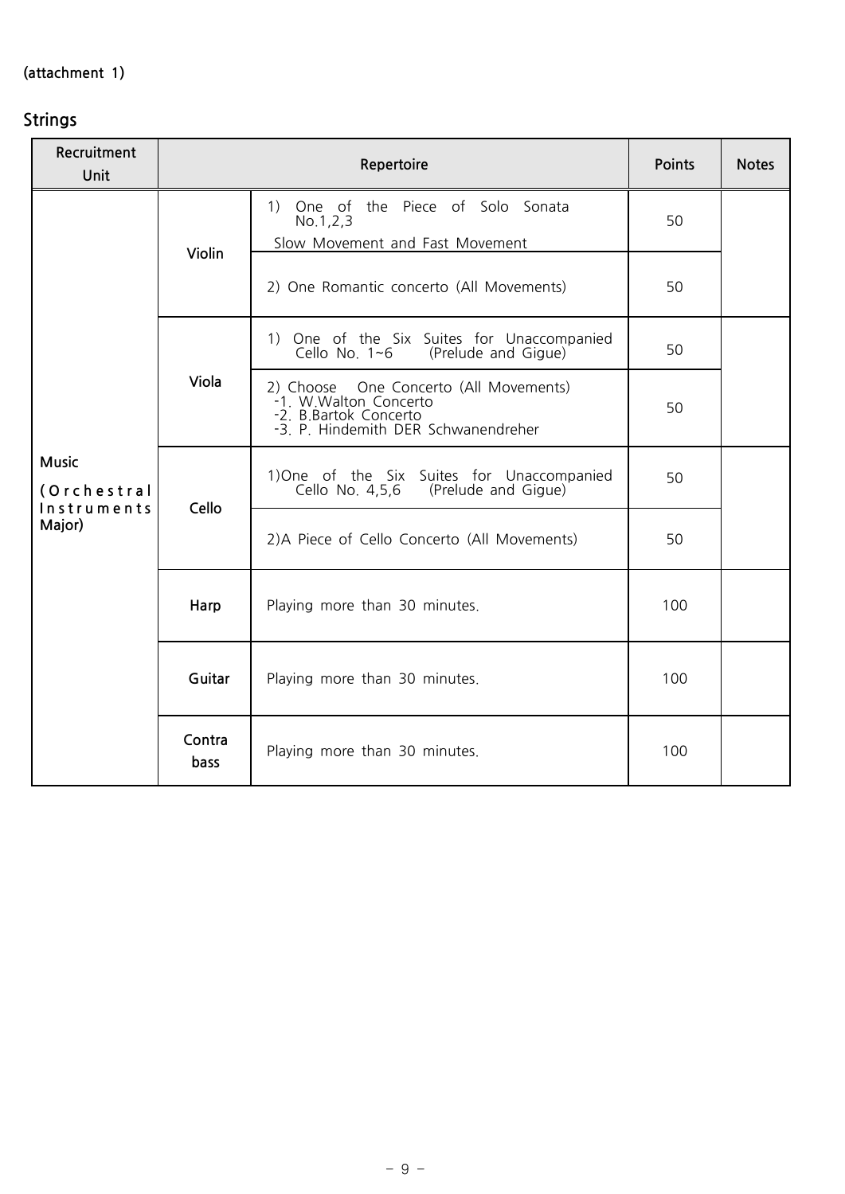(attachment 1)

## Strings

| Recruitment Unit | Repertoire | | Points | Notes |
|---|---|---|---|---|
| Music (Orchestral Instruments Major) | Violin | 1) One of the Piece of Solo Sonata No.1,2,3<br>Slow Movement and Fast Movement | 50 | |
| | | 2) One Romantic concerto (All Movements) | 50 | |
| | Viola | 1) One of the Six Suites for Unaccompanied Cello No. 1~6 (Prelude and Gigue) | 50 | |
| | | 2) Choose One Concerto (All Movements)<br>-1. W.Walton Concerto<br>-2. B.Bartok Concerto<br>-3. P. Hindemith DER Schwanendreher | 50 | |
| | Cello | 1)One of the Six Suites for Unaccompanied Cello No. 4,5,6 (Prelude and Gigue) | 50 | |
| | | 2)A Piece of Cello Concerto (All Movements) | 50 | |
| | Harp | Playing more than 30 minutes. | 100 | |
| | Guitar | Playing more than 30 minutes. | 100 | |
| | Contra bass | Playing more than 30 minutes. | 100 | |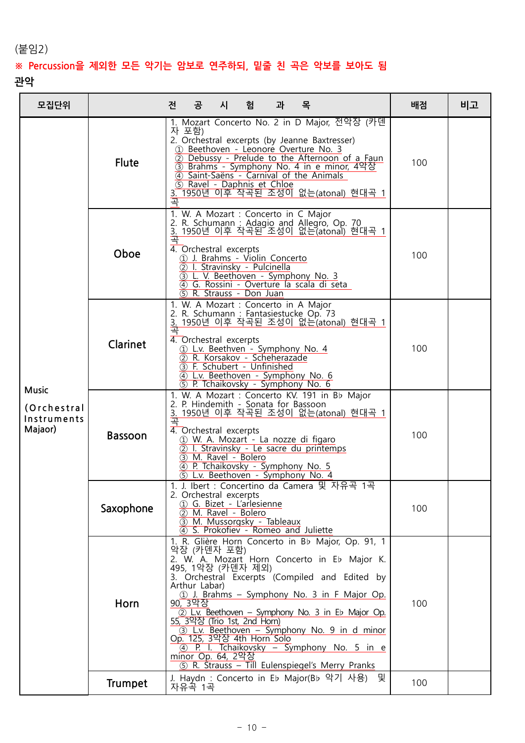(붙임2)

**※ Percussion을 제외한 모든 악기는 암보로 연주하되, 밑줄 친 곡은 악보를 보아도 됨**

**관악**

| 모집단위 | | 전 공 시 험 과 목 | 배점 | 비고 |
|---|---|---|---|---|
| Music (Orchestral Instruments Majaor) | Flute | 1. Mozart Concerto No. 2 in D Major, 전악장 (카덴자 포함)<br>2. Orchestral excerpts (by Jeanne Baxtresser)<br>① Beethoven - Leonore Overture No. 3<br>② Debussy - Prelude to the Afternoon of a Faun<br>③ Brahms - Symphony No. 4 in e minor, 4악장<br>④ Saint-Saëns - Carnival of the Animals<br>⑤ Ravel - Daphnis et Chloe<br>3. 1950년 이후 작곡된 조성이 없는(atonal) 현대곡 1곡 | 100 | |
| | Oboe | 1. W. A Mozart : Concerto in C Major<br>2. R. Schumann : Adagio and Allegro, Op. 70<br>3. 1950년 이후 작곡된 조성이 없는(atonal) 현대곡 1곡<br>4. Orchestral excerpts<br>① J. Brahms - Violin Concerto<br>② I. Stravinsky - Pulcinella<br>③ L. V. Beethoven - Symphony No. 3<br>④ G. Rossini - Overture la scala di seta<br>⑤ R. Strauss - Don Juan | 100 | |
| | Clarinet | 1. W. A Mozart : Concerto in A Major<br>2. R. Schumann : Fantasiestucke Op. 73<br>3. 1950년 이후 작곡된 조성이 없는(atonal) 현대곡 1곡<br>4. Orchestral excerpts<br>① L.v. Beethoven - Symphony No. 4<br>② R. Korsakov - Scheherazade<br>③ F. Schubert - Unfinished<br>④ L.v. Beethoven - Symphony No. 6<br>⑤ P. Tchaikovsky - Symphony No. 6 | 100 | |
| | Bassoon | 1. W. A Mozart : Concerto KV. 191 in B♭ Major<br>2. P. Hindemith - Sonata for Bassoon<br>3. 1950년 이후 작곡된 조성이 없는(atonal) 현대곡 1곡<br>4. Orchestral excerpts<br>① W. A. Mozart - La nozze di figaro<br>② I. Stravinsky - Le sacre du printemps<br>③ M. Ravel - Bolero<br>④ P. Tchaikovsky - Symphony No. 5<br>⑤ L.v. Beethoven - Symphony No. 4 | 100 | |
| | Saxophone | 1. J. Ibert : Concertino da Camera 및 자유곡 1곡<br>2. Orchestral excerpts<br>① G. Bizet - L'arlesienne<br>② M. Ravel - Bolero<br>③ M. Mussorgsky - Tableaux<br>④ S. Prokofiev - Romeo and Juliette | 100 | |
| | Horn | 1. R. Glière Horn Concerto in B♭ Major, Op. 91, 1악장 (카덴자 포함)<br>2. W. A. Mozart Horn Concerto in E♭ Major K. 495, 1악장 (카덴자 제외)<br>3. Orchestral Excerpts (Compiled and Edited by Arthur Labar)<br>① J. Brahms – Symphony No. 3 in F Major Op. 90, 3악장<br>② L.v. Beethoven – Symphony No. 3 in E♭ Major Op. 55, 3악장 (Trio 1st, 2nd Horn)<br>③ L.v. Beethoven – Symphony No. 9 in d minor Op. 125, 3악장 4th Horn Solo<br>④ P. I. Tchaikovsky – Symphony No. 5 in e minor Op. 64, 2악장<br>⑤ R. Strauss – Till Eulenspiegel's Merry Pranks | 100 | |
| | Trumpet | J. Haydn : Concerto in E♭ Major(B♭ 악기 사용) 및 자유곡 1곡 | 100 | |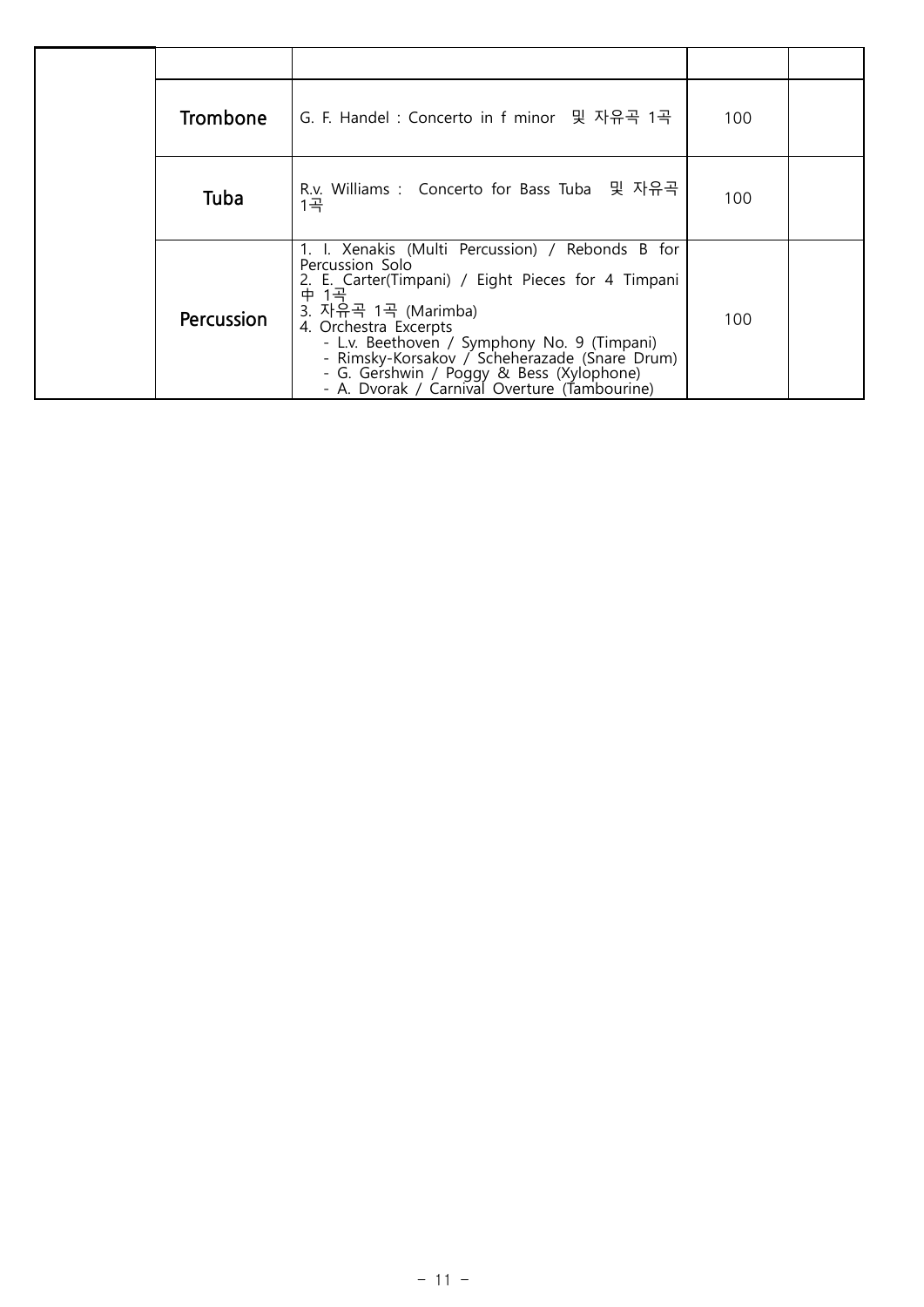| | | | | |
|---|---|---|---|---|
| | Trombone | G. F. Handel : Concerto in f minor  및 자유곡 1곡 | 100 | |
| | Tuba | R.v. Williams :  Concerto for Bass Tuba  및 자유곡 1곡 | 100 | |
| | Percussion | 1. I. Xenakis (Multi Percussion) / Rebonds B for Percussion Solo<br>2. E. Carter(Timpani) / Eight Pieces for 4 Timpani 中 1곡<br>3. 자유곡 1곡 (Marimba)<br>4. Orchestra Excerpts<br>- L.v. Beethoven / Symphony No. 9 (Timpani)<br>- Rimsky-Korsakov / Scheherazade (Snare Drum)<br>- G. Gershwin / Poggy & Bess (Xylophone)<br>- A. Dvorak / Carnival Overture (Tambourine) | 100 | |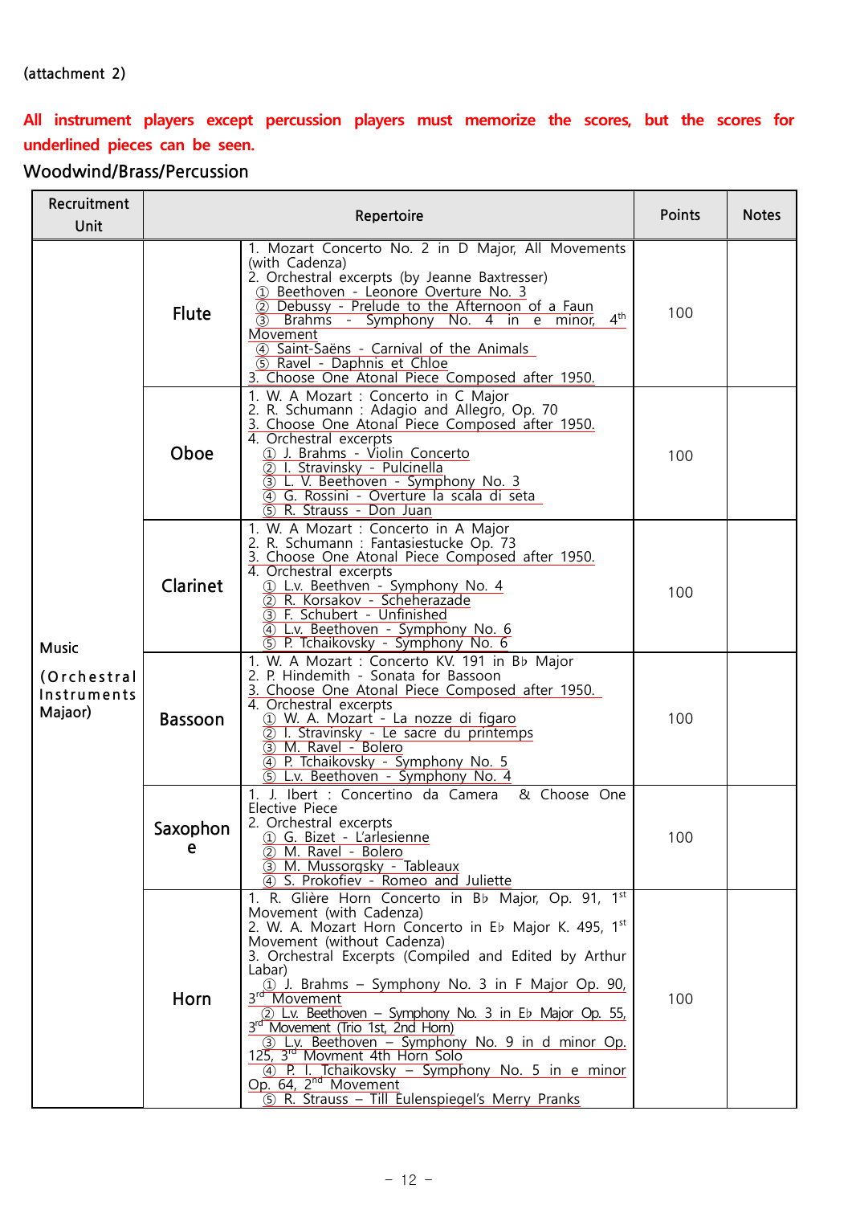(attachment 2)

**All instrument players except percussion players must memorize the scores, but the scores for underlined pieces can be seen.**

Woodwind/Brass/Percussion

| Recruitment Unit | Repertoire | | Points | Notes |
|---|---|---|---|---|
| Music (Orchestral Instruments Majaor) | Flute | 1. Mozart Concerto No. 2 in D Major, All Movements (with Cadenza)<br>2. Orchestral excerpts (by Jeanne Baxtresser)<br>① Beethoven - Leonore Overture No. 3<br>② Debussy - Prelude to the Afternoon of a Faun<br>③ Brahms - Symphony No. 4 in e minor, 4th Movement<br>④ Saint-Saëns - Carnival of the Animals<br>⑤ Ravel - Daphnis et Chloe<br>3. Choose One Atonal Piece Composed after 1950. | 100 | |
| | Oboe | 1. W. A Mozart : Concerto in C Major<br>2. R. Schumann : Adagio and Allegro, Op. 70<br>3. Choose One Atonal Piece Composed after 1950.<br>4. Orchestral excerpts<br>① J. Brahms - Violin Concerto<br>② I. Stravinsky - Pulcinella<br>③ L. V. Beethoven - Symphony No. 3<br>④ G. Rossini - Overture la scala di seta<br>⑤ R. Strauss - Don Juan | 100 | |
| | Clarinet | 1. W. A Mozart : Concerto in A Major<br>2. R. Schumann : Fantasiestucke Op. 73<br>3. Choose One Atonal Piece Composed after 1950.<br>4. Orchestral excerpts<br>① L.v. Beethven - Symphony No. 4<br>② R. Korsakov - Scheherazade<br>③ F. Schubert - Unfinished<br>④ L.v. Beethoven - Symphony No. 6<br>⑤ P. Tchaikovsky - Symphony No. 6 | 100 | |
| | Bassoon | 1. W. A Mozart : Concerto KV. 191 in B♭ Major<br>2. P. Hindemith - Sonata for Bassoon<br>3. Choose One Atonal Piece Composed after 1950.<br>4. Orchestral excerpts<br>① W. A. Mozart - La nozze di figaro<br>② I. Stravinsky - Le sacre du printemps<br>③ M. Ravel - Bolero<br>④ P. Tchaikovsky - Symphony No. 5<br>⑤ L.v. Beethoven - Symphony No. 4 | 100 | |
| | Saxophone | 1. J. Ibert : Concertino da Camera & Choose One Elective Piece<br>2. Orchestral excerpts<br>① G. Bizet - L'arlesienne<br>② M. Ravel - Bolero<br>③ M. Mussorgsky - Tableaux<br>④ S. Prokofiev - Romeo and Juliette | 100 | |
| | Horn | 1. R. Glière Horn Concerto in B♭ Major, Op. 91, 1st Movement (with Cadenza)<br>2. W. A. Mozart Horn Concerto in E♭ Major K. 495, 1st Movement (without Cadenza)<br>3. Orchestral Excerpts (Compiled and Edited by Arthur Labar)<br>① J. Brahms – Symphony No. 3 in F Major Op. 90, 3rd Movement<br>② L.v. Beethoven – Symphony No. 3 in E♭ Major Op. 55, 3rd Movement (Trio 1st, 2nd Horn)<br>③ L.v. Beethoven – Symphony No. 9 in d minor Op. 125, 3rd Movment 4th Horn Solo<br>④ P. I. Tchaikovsky – Symphony No. 5 in e minor Op. 64, 2nd Movement<br>⑤ R. Strauss – Till Eulenspiegel's Merry Pranks | 100 | |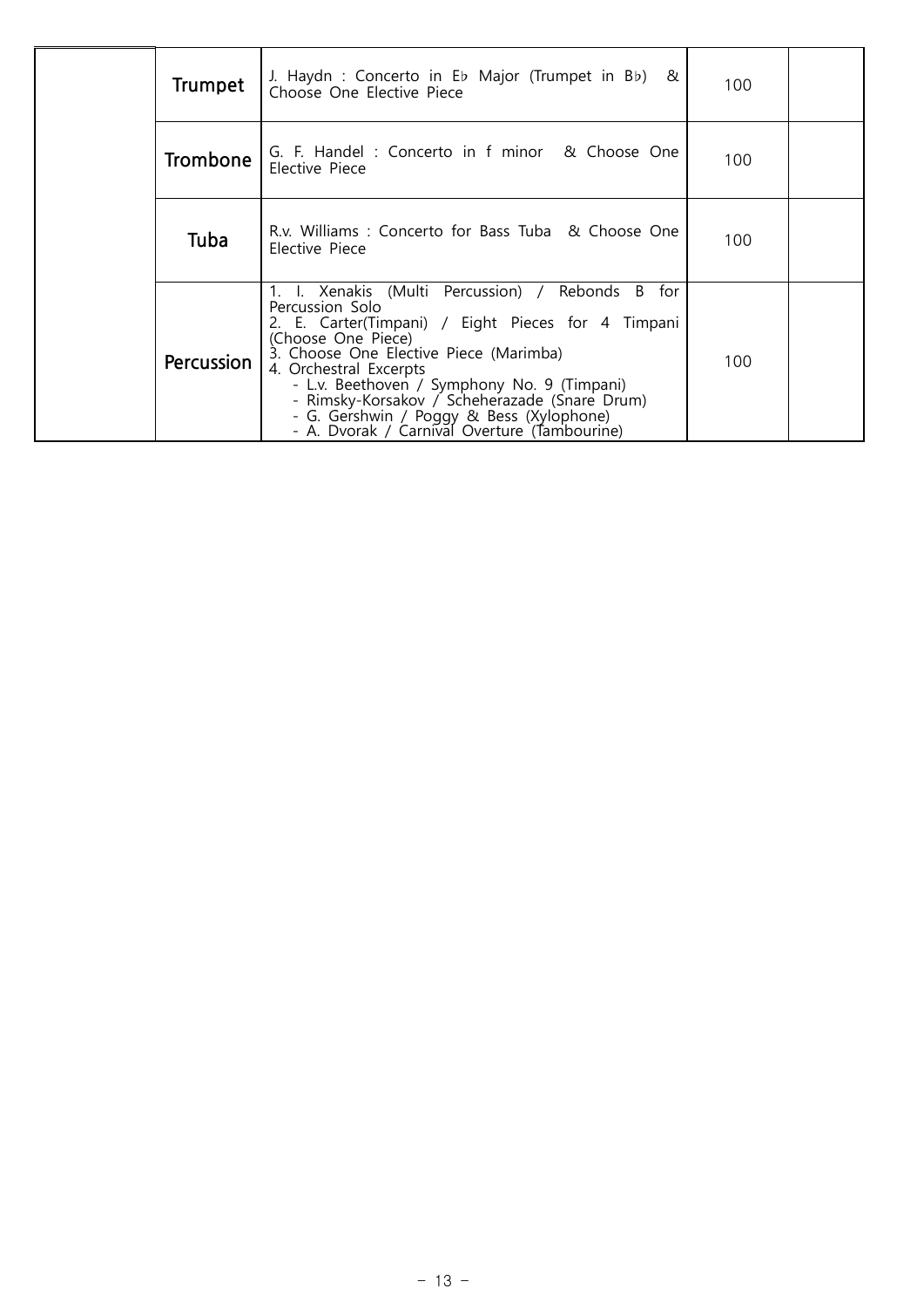| | | | | |
|---|---|---|---|---|
| | **Trumpet** | J. Haydn : Concerto in E♭ Major (Trumpet in B♭) & Choose One Elective Piece | 100 | |
| | **Trombone** | G. F. Handel : Concerto in f minor & Choose One Elective Piece | 100 | |
| | **Tuba** | R.v. Williams : Concerto for Bass Tuba & Choose One Elective Piece | 100 | |
| | **Percussion** | 1. I. Xenakis (Multi Percussion) / Rebonds B for Percussion Solo<br>2. E. Carter(Timpani) / Eight Pieces for 4 Timpani (Choose One Piece)<br>3. Choose One Elective Piece (Marimba)<br>4. Orchestral Excerpts<br>- L.v. Beethoven / Symphony No. 9 (Timpani)<br>- Rimsky-Korsakov / Scheherazade (Snare Drum)<br>- G. Gershwin / Poggy & Bess (Xylophone)<br>- A. Dvorak / Carnival Overture (Tambourine) | 100 | |